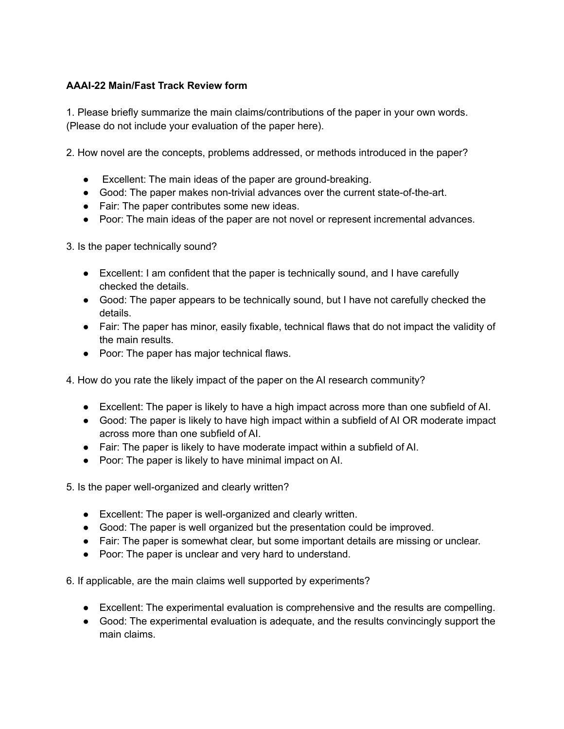**AAAI-22 Main/Fast Track Review form**

1. Please briefly summarize the main claims/contributions of the paper in your own words. (Please do not include your evaluation of the paper here).

2. How novel are the concepts, problems addressed, or methods introduced in the paper?

- Excellent: The main ideas of the paper are ground-breaking.
- Good: The paper makes non-trivial advances over the current state-of-the-art.
- Fair: The paper contributes some new ideas.
- Poor: The main ideas of the paper are not novel or represent incremental advances.

3. Is the paper technically sound?

- Excellent: I am confident that the paper is technically sound, and I have carefully checked the details.
- Good: The paper appears to be technically sound, but I have not carefully checked the details.
- Fair: The paper has minor, easily fixable, technical flaws that do not impact the validity of the main results.
- Poor: The paper has major technical flaws.

4. How do you rate the likely impact of the paper on the AI research community?

- Excellent: The paper is likely to have a high impact across more than one subfield of AI.
- Good: The paper is likely to have high impact within a subfield of AI OR moderate impact across more than one subfield of AI.
- Fair: The paper is likely to have moderate impact within a subfield of AI.
- Poor: The paper is likely to have minimal impact on AI.

5. Is the paper well-organized and clearly written?

- Excellent: The paper is well-organized and clearly written.
- Good: The paper is well organized but the presentation could be improved.
- Fair: The paper is somewhat clear, but some important details are missing or unclear.
- Poor: The paper is unclear and very hard to understand.

6. If applicable, are the main claims well supported by experiments?

- Excellent: The experimental evaluation is comprehensive and the results are compelling.
- Good: The experimental evaluation is adequate, and the results convincingly support the main claims.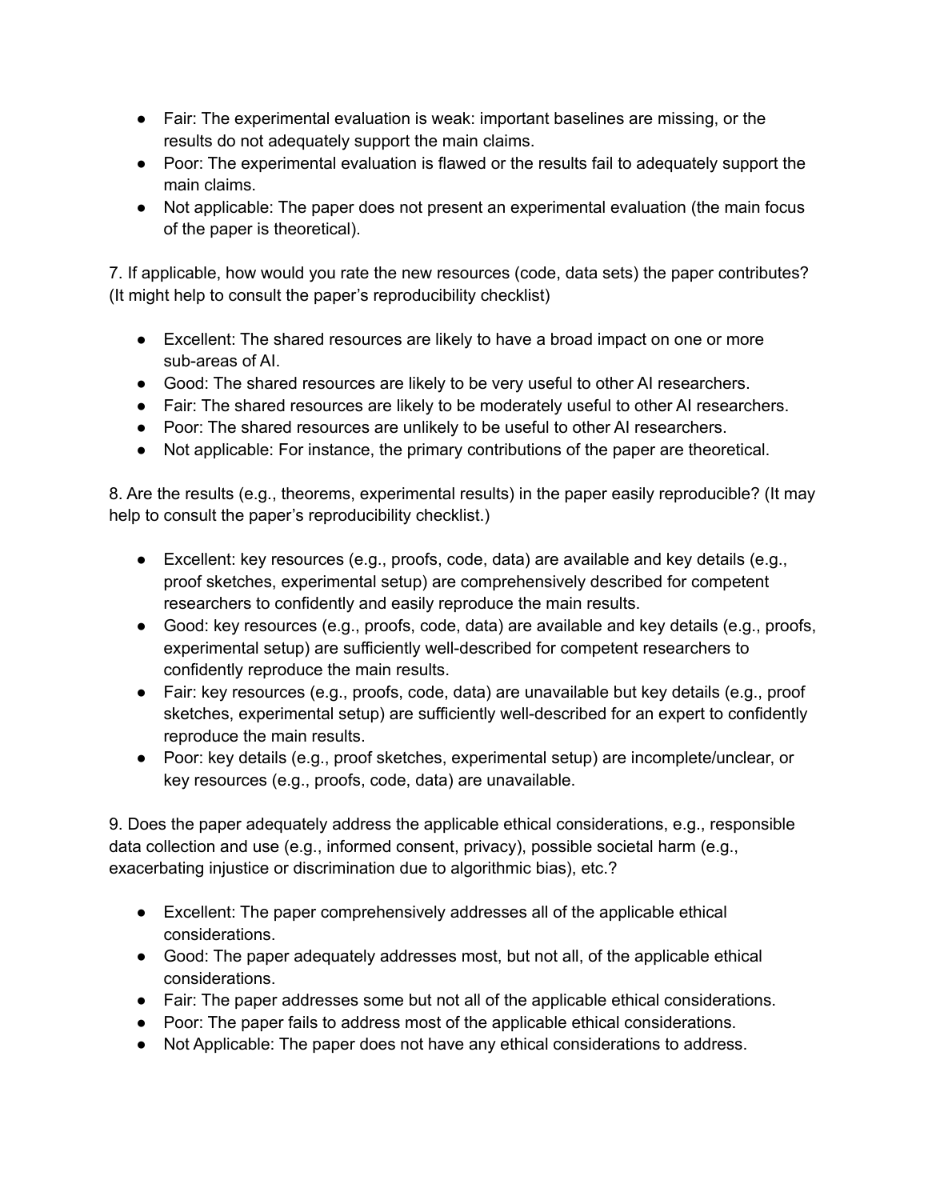- Fair: The experimental evaluation is weak: important baselines are missing, or the results do not adequately support the main claims.
- Poor: The experimental evaluation is flawed or the results fail to adequately support the main claims.
- Not applicable: The paper does not present an experimental evaluation (the main focus of the paper is theoretical).

7. If applicable, how would you rate the new resources (code, data sets) the paper contributes? (It might help to consult the paper's reproducibility checklist)

- Excellent: The shared resources are likely to have a broad impact on one or more sub-areas of AI.
- Good: The shared resources are likely to be very useful to other AI researchers.
- Fair: The shared resources are likely to be moderately useful to other AI researchers.
- Poor: The shared resources are unlikely to be useful to other AI researchers.
- Not applicable: For instance, the primary contributions of the paper are theoretical.

8. Are the results (e.g., theorems, experimental results) in the paper easily reproducible? (It may help to consult the paper's reproducibility checklist.)

- Excellent: key resources (e.g., proofs, code, data) are available and key details (e.g., proof sketches, experimental setup) are comprehensively described for competent researchers to confidently and easily reproduce the main results.
- Good: key resources (e.g., proofs, code, data) are available and key details (e.g., proofs, experimental setup) are sufficiently well-described for competent researchers to confidently reproduce the main results.
- Fair: key resources (e.g., proofs, code, data) are unavailable but key details (e.g., proof sketches, experimental setup) are sufficiently well-described for an expert to confidently reproduce the main results.
- Poor: key details (e.g., proof sketches, experimental setup) are incomplete/unclear, or key resources (e.g., proofs, code, data) are unavailable.

9. Does the paper adequately address the applicable ethical considerations, e.g., responsible data collection and use (e.g., informed consent, privacy), possible societal harm (e.g., exacerbating injustice or discrimination due to algorithmic bias), etc.?

- Excellent: The paper comprehensively addresses all of the applicable ethical considerations.
- Good: The paper adequately addresses most, but not all, of the applicable ethical considerations.
- Fair: The paper addresses some but not all of the applicable ethical considerations.
- Poor: The paper fails to address most of the applicable ethical considerations.
- Not Applicable: The paper does not have any ethical considerations to address.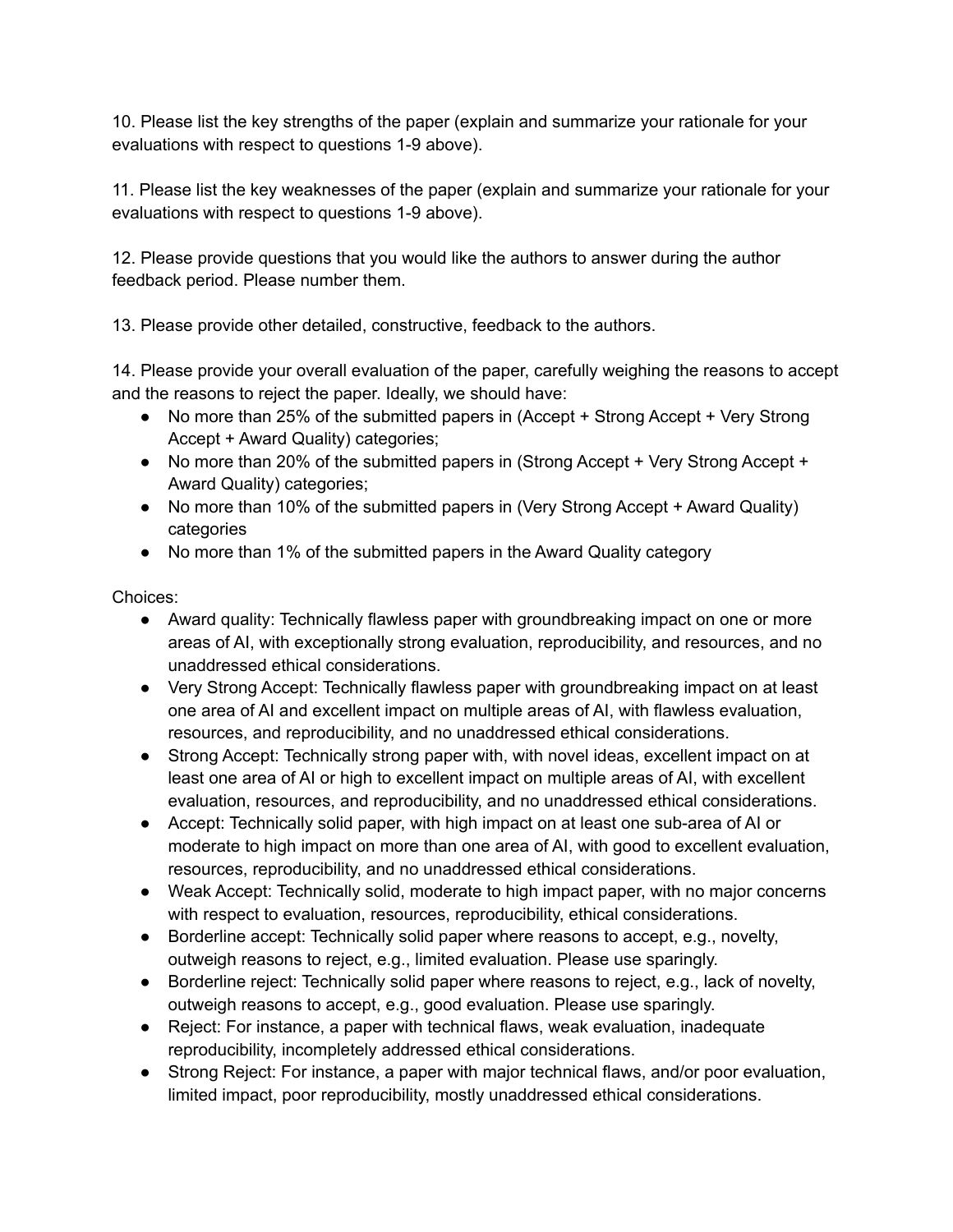10. Please list the key strengths of the paper (explain and summarize your rationale for your evaluations with respect to questions 1-9 above).

11. Please list the key weaknesses of the paper (explain and summarize your rationale for your evaluations with respect to questions 1-9 above).

12. Please provide questions that you would like the authors to answer during the author feedback period. Please number them.

13. Please provide other detailed, constructive, feedback to the authors.

14. Please provide your overall evaluation of the paper, carefully weighing the reasons to accept and the reasons to reject the paper. Ideally, we should have:

- No more than 25% of the submitted papers in (Accept + Strong Accept + Very Strong Accept + Award Quality) categories;
- No more than 20% of the submitted papers in (Strong Accept + Very Strong Accept + Award Quality) categories;
- No more than 10% of the submitted papers in (Very Strong Accept + Award Quality) categories
- No more than 1% of the submitted papers in the Award Quality category

Choices:

- Award quality: Technically flawless paper with groundbreaking impact on one or more areas of AI, with exceptionally strong evaluation, reproducibility, and resources, and no unaddressed ethical considerations.
- Very Strong Accept: Technically flawless paper with groundbreaking impact on at least one area of AI and excellent impact on multiple areas of AI, with flawless evaluation, resources, and reproducibility, and no unaddressed ethical considerations.
- Strong Accept: Technically strong paper with, with novel ideas, excellent impact on at least one area of AI or high to excellent impact on multiple areas of AI, with excellent evaluation, resources, and reproducibility, and no unaddressed ethical considerations.
- Accept: Technically solid paper, with high impact on at least one sub-area of AI or moderate to high impact on more than one area of AI, with good to excellent evaluation, resources, reproducibility, and no unaddressed ethical considerations.
- Weak Accept: Technically solid, moderate to high impact paper, with no major concerns with respect to evaluation, resources, reproducibility, ethical considerations.
- Borderline accept: Technically solid paper where reasons to accept, e.g., novelty, outweigh reasons to reject, e.g., limited evaluation. Please use sparingly.
- Borderline reject: Technically solid paper where reasons to reject, e.g., lack of novelty, outweigh reasons to accept, e.g., good evaluation. Please use sparingly.
- Reject: For instance, a paper with technical flaws, weak evaluation, inadequate reproducibility, incompletely addressed ethical considerations.
- Strong Reject: For instance, a paper with major technical flaws, and/or poor evaluation, limited impact, poor reproducibility, mostly unaddressed ethical considerations.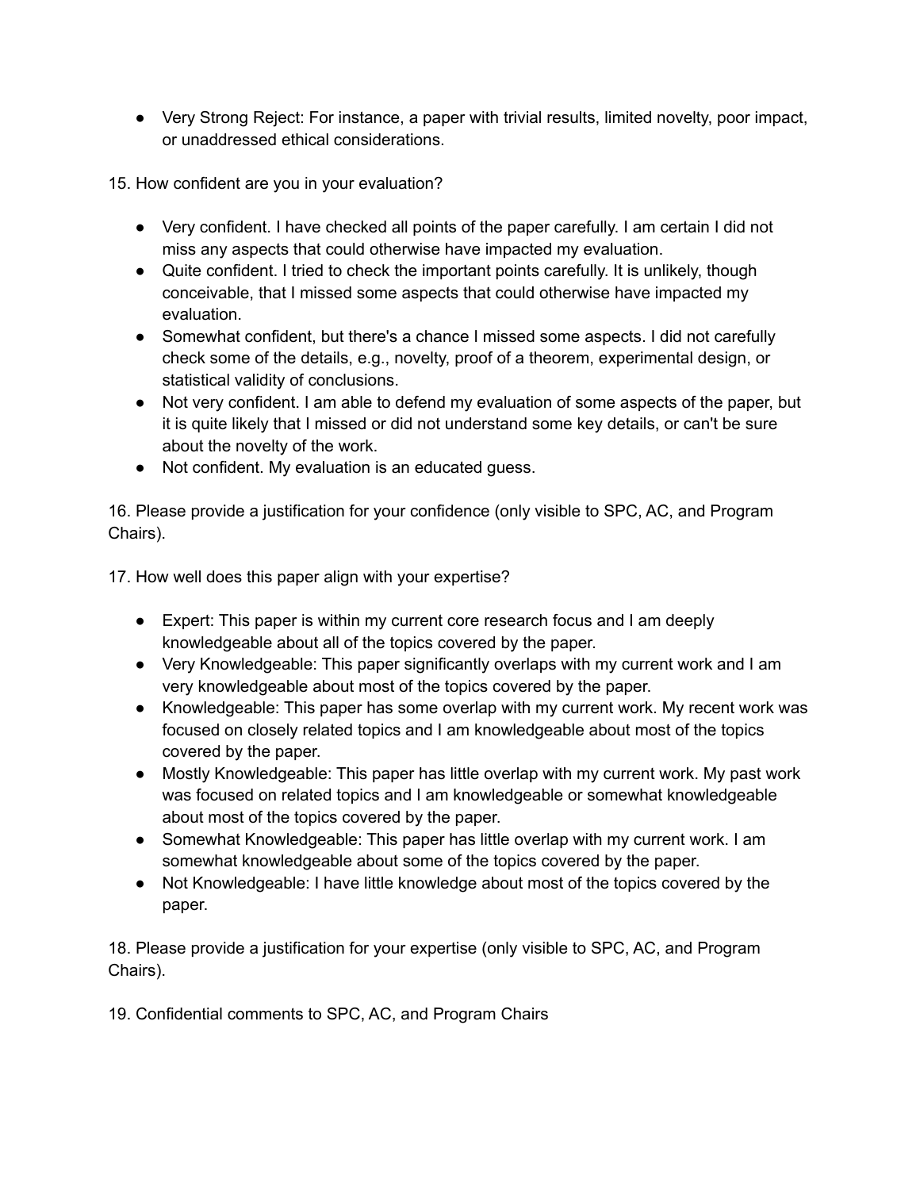- Very Strong Reject: For instance, a paper with trivial results, limited novelty, poor impact, or unaddressed ethical considerations.

15. How confident are you in your evaluation?

- Very confident. I have checked all points of the paper carefully. I am certain I did not miss any aspects that could otherwise have impacted my evaluation.
- Quite confident. I tried to check the important points carefully. It is unlikely, though conceivable, that I missed some aspects that could otherwise have impacted my evaluation.
- Somewhat confident, but there's a chance I missed some aspects. I did not carefully check some of the details, e.g., novelty, proof of a theorem, experimental design, or statistical validity of conclusions.
- Not very confident. I am able to defend my evaluation of some aspects of the paper, but it is quite likely that I missed or did not understand some key details, or can't be sure about the novelty of the work.
- Not confident. My evaluation is an educated guess.

16. Please provide a justification for your confidence (only visible to SPC, AC, and Program Chairs).

17. How well does this paper align with your expertise?

- Expert: This paper is within my current core research focus and I am deeply knowledgeable about all of the topics covered by the paper.
- Very Knowledgeable: This paper significantly overlaps with my current work and I am very knowledgeable about most of the topics covered by the paper.
- Knowledgeable: This paper has some overlap with my current work. My recent work was focused on closely related topics and I am knowledgeable about most of the topics covered by the paper.
- Mostly Knowledgeable: This paper has little overlap with my current work. My past work was focused on related topics and I am knowledgeable or somewhat knowledgeable about most of the topics covered by the paper.
- Somewhat Knowledgeable: This paper has little overlap with my current work. I am somewhat knowledgeable about some of the topics covered by the paper.
- Not Knowledgeable: I have little knowledge about most of the topics covered by the paper.

18. Please provide a justification for your expertise (only visible to SPC, AC, and Program Chairs).

19. Confidential comments to SPC, AC, and Program Chairs